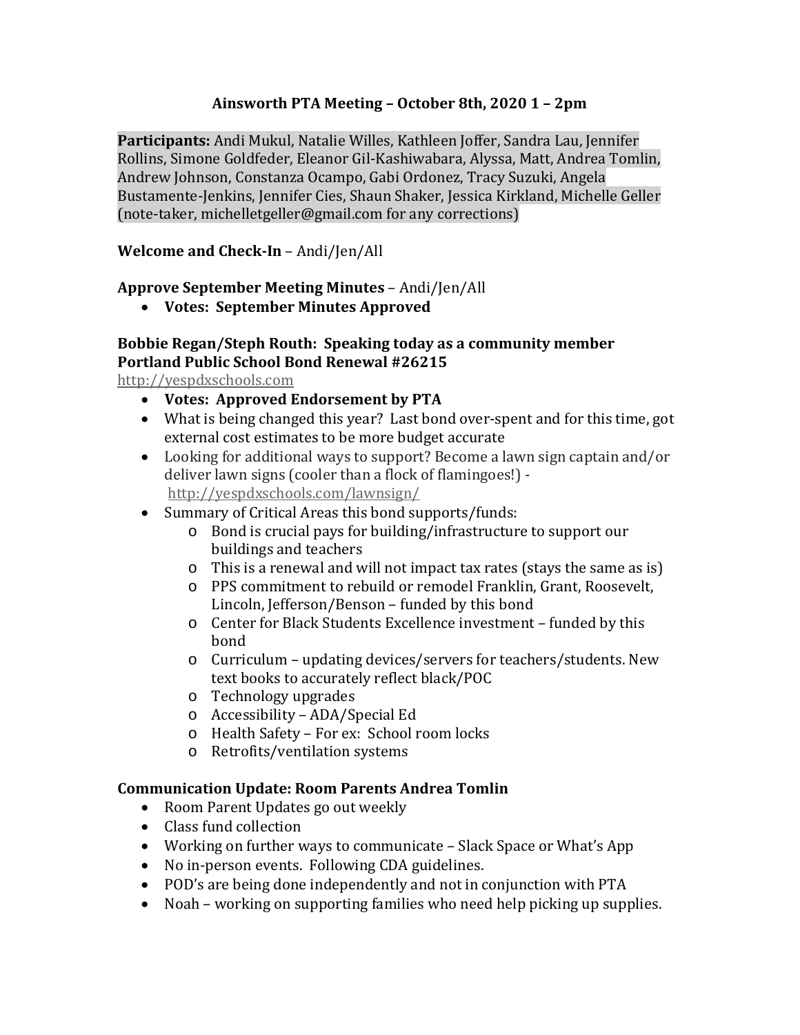# Ainsworth PTA Meeting – October 8th, 2020 1 – 2pm

**Participants:** Andi Mukul, Natalie Willes, Kathleen Joffer, Sandra Lau, Jennifer Rollins, Simone Goldfeder, Eleanor Gil-Kashiwabara, Alyssa, Matt, Andrea Tomlin, Andrew Johnson, Constanza Ocampo, Gabi Ordonez, Tracy Suzuki, Angela Bustamente-Jenkins, Jennifer Cies, Shaun Shaker, Jessica Kirkland, Michelle Geller (note-taker, michelletgeller@gmail.com for any corrections)

**Welcome and Check-In** – Andi/Jen/All

**Approve September Meeting Minutes** – Andi/Jen/All

- **Votes: September Minutes Approved**

**Bobbie Regan/Steph Routh: Speaking today as a community member**
**Portland Public School Bond Renewal #26215**
http://yespdxschools.com

- **Votes: Approved Endorsement by PTA**
- What is being changed this year? Last bond over-spent and for this time, got external cost estimates to be more budget accurate
- Looking for additional ways to support? Become a lawn sign captain and/or deliver lawn signs (cooler than a flock of flamingoes!) - http://yespdxschools.com/lawnsign/
- Summary of Critical Areas this bond supports/funds:
  - Bond is crucial pays for building/infrastructure to support our buildings and teachers
  - This is a renewal and will not impact tax rates (stays the same as is)
  - PPS commitment to rebuild or remodel Franklin, Grant, Roosevelt, Lincoln, Jefferson/Benson – funded by this bond
  - Center for Black Students Excellence investment – funded by this bond
  - Curriculum – updating devices/servers for teachers/students. New text books to accurately reflect black/POC
  - Technology upgrades
  - Accessibility – ADA/Special Ed
  - Health Safety – For ex: School room locks
  - Retrofits/ventilation systems

**Communication Update: Room Parents Andrea Tomlin**

- Room Parent Updates go out weekly
- Class fund collection
- Working on further ways to communicate – Slack Space or What's App
- No in-person events. Following CDA guidelines.
- POD's are being done independently and not in conjunction with PTA
- Noah – working on supporting families who need help picking up supplies.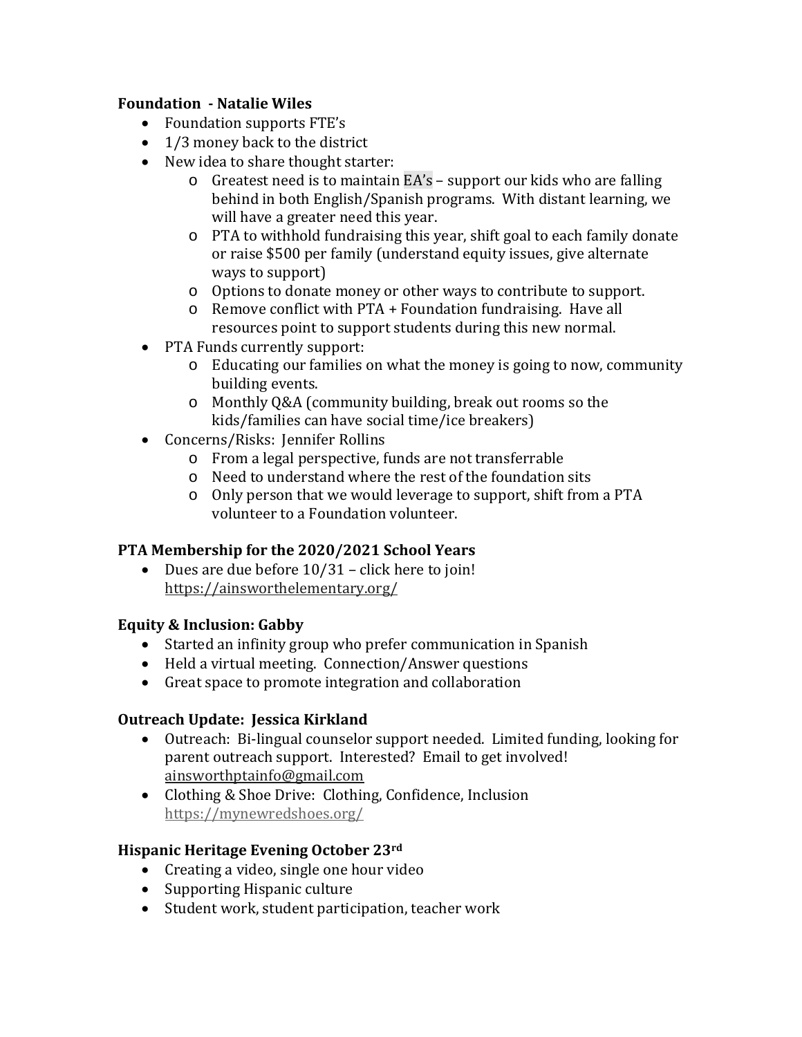**Foundation - Natalie Wiles**

- Foundation supports FTE's
- 1/3 money back to the district
- New idea to share thought starter:
  - Greatest need is to maintain EA's – support our kids who are falling behind in both English/Spanish programs. With distant learning, we will have a greater need this year.
  - PTA to withhold fundraising this year, shift goal to each family donate or raise $500 per family (understand equity issues, give alternate ways to support)
  - Options to donate money or other ways to contribute to support.
  - Remove conflict with PTA + Foundation fundraising. Have all resources point to support students during this new normal.
- PTA Funds currently support:
  - Educating our families on what the money is going to now, community building events.
  - Monthly Q&A (community building, break out rooms so the kids/families can have social time/ice breakers)
- Concerns/Risks: Jennifer Rollins
  - From a legal perspective, funds are not transferrable
  - Need to understand where the rest of the foundation sits
  - Only person that we would leverage to support, shift from a PTA volunteer to a Foundation volunteer.

**PTA Membership for the 2020/2021 School Years**

- Dues are due before 10/31 – click here to join! https://ainsworthelementary.org/

**Equity & Inclusion: Gabby**

- Started an infinity group who prefer communication in Spanish
- Held a virtual meeting. Connection/Answer questions
- Great space to promote integration and collaboration

**Outreach Update: Jessica Kirkland**

- Outreach: Bi-lingual counselor support needed. Limited funding, looking for parent outreach support. Interested? Email to get involved! ainsworthptainfo@gmail.com
- Clothing & Shoe Drive: Clothing, Confidence, Inclusion https://mynewredshoes.org/

**Hispanic Heritage Evening October 23rd**

- Creating a video, single one hour video
- Supporting Hispanic culture
- Student work, student participation, teacher work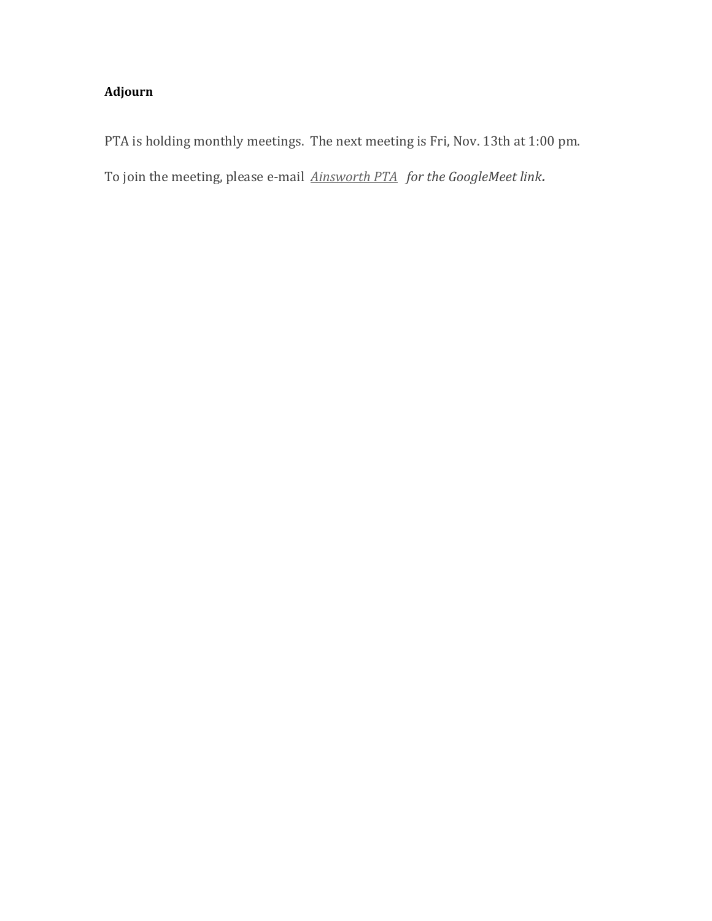**Adjourn**

PTA is holding monthly meetings.  The next meeting is Fri, Nov. 13th at 1:00 pm.

To join the meeting, please e-mail *Ainsworth PTA* *for the GoogleMeet link.*